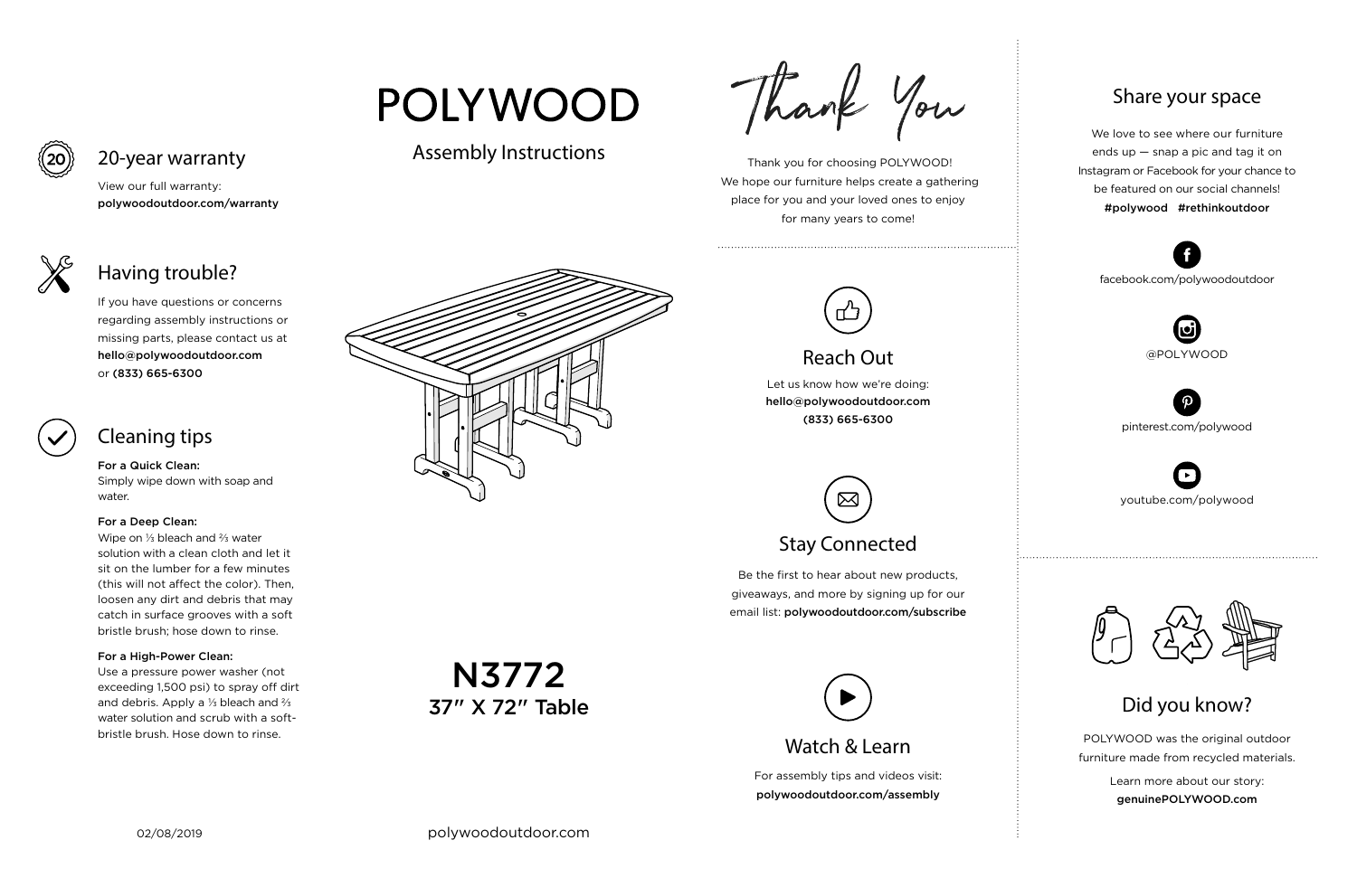# POLYWOOD

## Assembly Instructions

# N3772
**37″ X 72″ Table**

polywoodoutdoor.com

## 20-year warranty

View our full warranty:
**polywoodoutdoor.com/warranty**

## Having trouble?

If you have questions or concerns regarding assembly instructions or missing parts, please contact us at **hello@polywoodoutdoor.com** or **(833) 665-6300**

## Cleaning tips

**For a Quick Clean:**
Simply wipe down with soap and water.

**For a Deep Clean:**
Wipe on ⅓ bleach and ⅔ water solution with a clean cloth and let it sit on the lumber for a few minutes (this will not affect the color). Then, loosen any dirt and debris that may catch in surface grooves with a soft bristle brush; hose down to rinse.

**For a High-Power Clean:**
Use a pressure power washer (not exceeding 1,500 psi) to spray off dirt and debris. Apply a ⅓ bleach and ⅔ water solution and scrub with a soft-bristle brush. Hose down to rinse.

02/08/2019

## Thank You

Thank you for choosing POLYWOOD! We hope our furniture helps create a gathering place for you and your loved ones to enjoy for many years to come!

## Reach Out

Let us know how we're doing:
**hello@polywoodoutdoor.com**
**(833) 665-6300**

## Stay Connected

Be the first to hear about new products, giveaways, and more by signing up for our email list: **polywoodoutdoor.com/subscribe**

## Watch & Learn

For assembly tips and videos visit:
**polywoodoutdoor.com/assembly**

## Share your space

We love to see where our furniture ends up — snap a pic and tag it on Instagram or Facebook for your chance to be featured on our social channels!
**#polywood #rethinkoutdoor**

facebook.com/polywoodoutdoor

@POLYWOOD

pinterest.com/polywood

youtube.com/polywood

## Did you know?

POLYWOOD was the original outdoor furniture made from recycled materials.

Learn more about our story:
**genuinePOLYWOOD.com**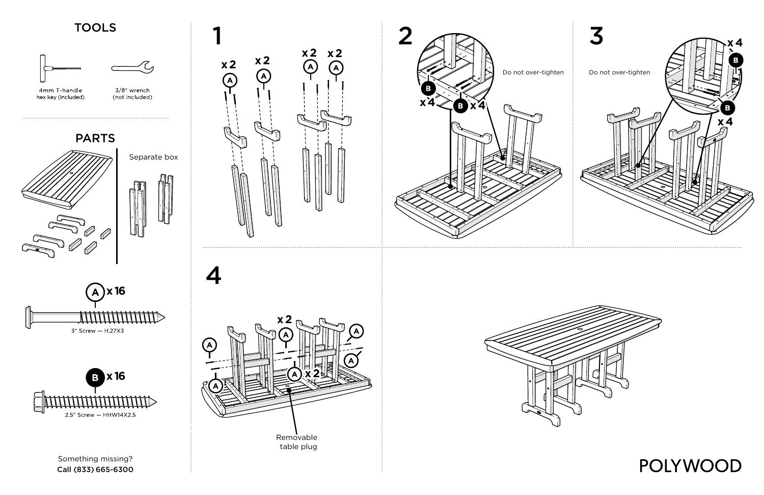## TOOLS

4mm T-handle hex key (included)

3/8" wrench (not included)

## PARTS

Separate box

A x 16

3" Screw — H.27X3

B x 16

2.5" Screw — HHW14X2.5

Something missing?
**Call (833) 665-6300**

## 1

x 2 A

x 2 A

x 2 A

x 2 A

## 2

Do not over-tighten

B x 4

B x 4

## 3

Do not over-tighten

x 4 B

B x 4

## 4

x 2 A

A

A

A

A

A x 2

Removable table plug

POLYWOOD